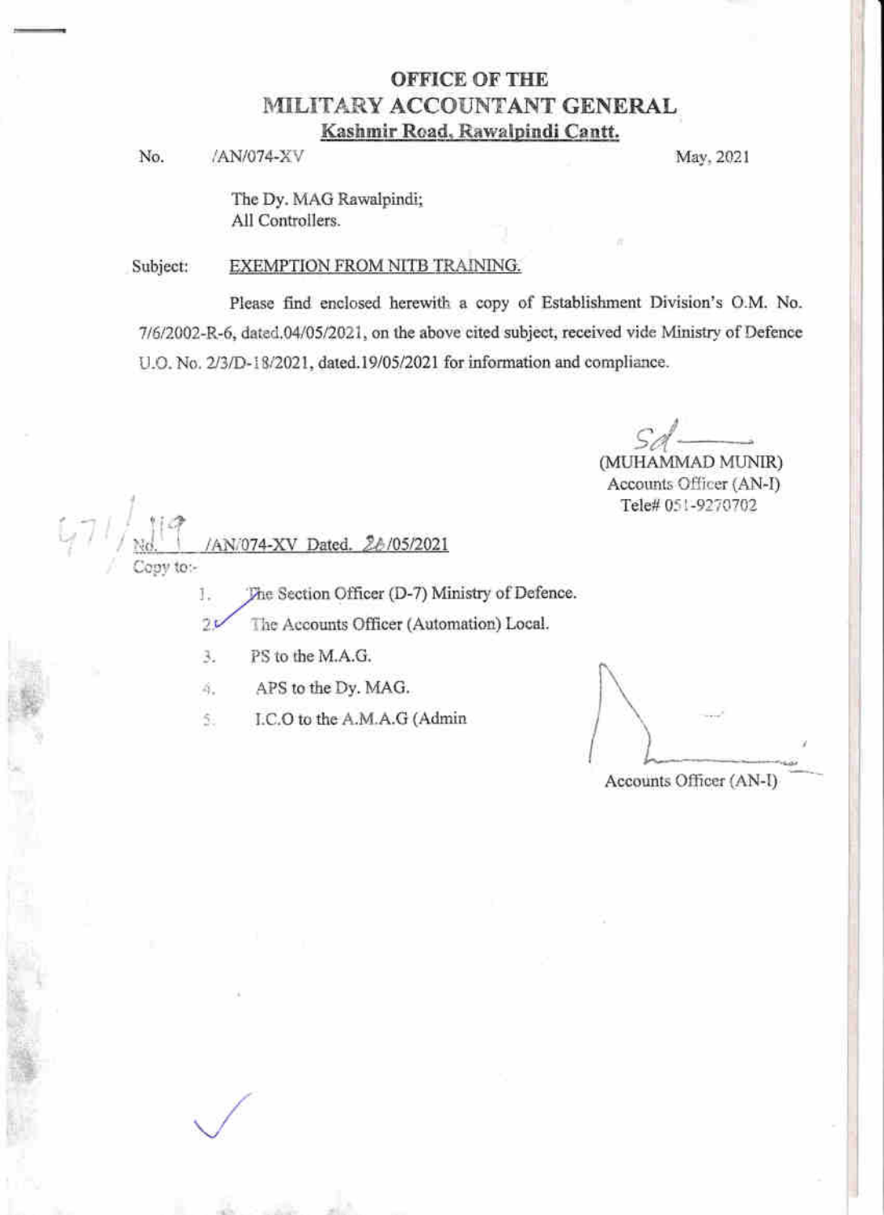# OFFICE OF THE
# MILITARY ACCOUNTANT GENERAL
**Kashmir Road, Rawalpindi Cantt.**

No. /AN/074-XV May, 2021

The Dy. MAG Rawalpindi;
All Controllers.

Subject: EXEMPTION FROM NITB TRAINING.

Please find enclosed herewith a copy of Establishment Division's O.M. No. 7/6/2002-R-6, dated.04/05/2021, on the above cited subject, received vide Ministry of Defence U.O. No. 2/3/D-18/2021, dated.19/05/2021 for information and compliance.

Sd

(MUHAMMAD MUNIR)
Accounts Officer (AN-I)
Tele# 051-9270702

471/ No. 119 /AN/074-XV Dated. 26/05/2021

Copy to:-

1. The Section Officer (D-7) Ministry of Defence.
2. The Accounts Officer (Automation) Local.
3. PS to the M.A.G.
4. APS to the Dy. MAG.
5. I.C.O to the A.M.A.G (Admin

Accounts Officer (AN-I)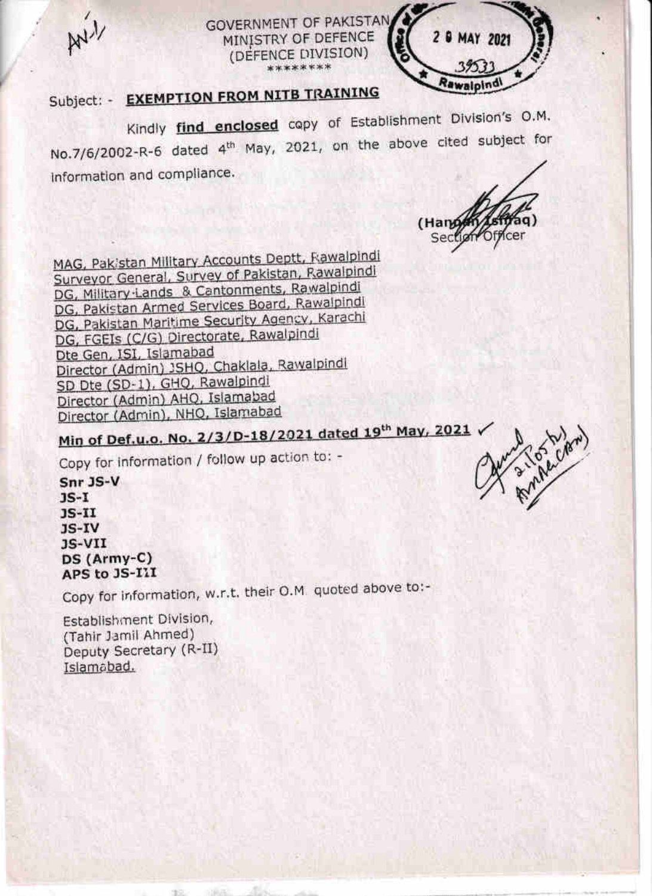GOVERNMENT OF PAKISTAN
MINISTRY OF DEFENCE
(DEFENCE DIVISION)
\*\*\*\*\*\*\*\*

Subject: - **EXEMPTION FROM NITB TRAINING**

Kindly **find enclosed** copy of Establishment Division's O.M. No.7/6/2002-R-6 dated 4th May, 2021, on the above cited subject for information and compliance.

(Hannan Ishfaq)
Section Officer

MAG, Pakistan Military Accounts Deptt, Rawalpindi
Surveyor General, Survey of Pakistan, Rawalpindi
DG, Military Lands & Cantonments, Rawalpindi
DG, Pakistan Armed Services Board, Rawalpindi
DG, Pakistan Maritime Security Agency, Karachi
DG, FGEIs (C/G) Directorate, Rawalpindi
Dte Gen, ISI, Islamabad
Director (Admin) JSHQ, Chaklala, Rawalpindi
SD Dte (SD-1), GHQ, Rawalpindi
Director (Admin) AHQ, Islamabad
Director (Admin), NHQ, Islamabad

**Min of Def.u.o. No. 2/3/D-18/2021 dated 19th May, 2021**

Copy for information / follow up action to: -

**Snr JS-V**
**JS-I**
**JS-II**
**JS-IV**
**JS-VII**
**DS (Army-C)**
**APS to JS-III**

Copy for information, w.r.t. their O.M. quoted above to:-

Establishment Division,
(Tahir Jamil Ahmed)
Deputy Secretary (R-II)
Islamabad.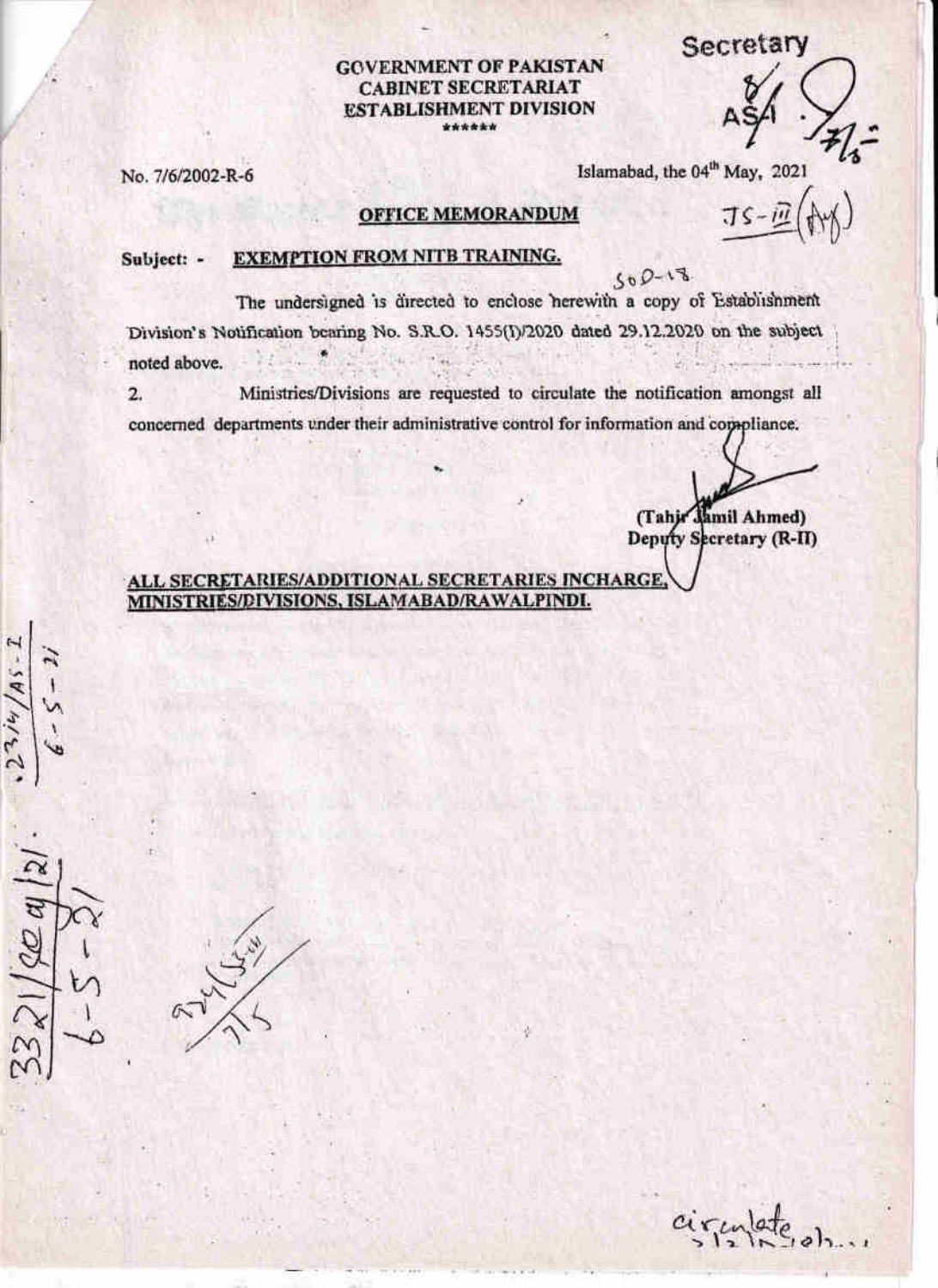**GOVERNMENT OF PAKISTAN**
**CABINET SECRETARIAT**
**ESTABLISHMENT DIVISION**
\*\*\*\*\*\*

No. 7/6/2002-R-6

Islamabad, the 04th May, 2021

## OFFICE MEMORANDUM

**Subject: - EXEMPTION FROM NITB TRAINING.**

The undersigned is directed to enclose herewith a copy of Establishment Division's Notification bearing No. S.R.O. 1455(I)/2020 dated 29.12.2020 on the subject noted above.

2. Ministries/Divisions are requested to circulate the notification amongst all concerned departments under their administrative control for information and compliance.

**(Tahir Jamil Ahmed)**
**Deputy Secretary (R-II)**

**ALL SECRETARIES/ADDITIONAL SECRETARIES INCHARGE, MINISTRIES/DIVISIONS, ISLAMABAD/RAWALPINDI.**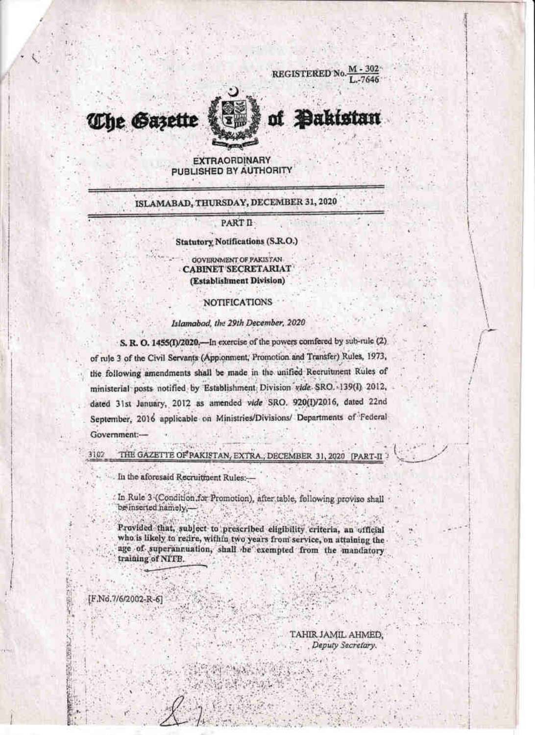REGISTERED No. M - 302 / L.-7646

# The Gazette of Pakistan

**EXTRAORDINARY**
**PUBLISHED BY AUTHORITY**

---

ISLAMABAD, THURSDAY, DECEMBER 31, 2020

---

PART II

**Statutory Notifications (S.R.O.)**

GOVERNMENT OF PAKISTAN
**CABINET SECRETARIAT**
**(Establishment Division)**

NOTIFICATIONS

*Islamabad, the 29th December, 2020*

**S. R. O. 1455(I)/2020.**—In exercise of the powers comfered by sub-rule (2) of rule 3 of the Civil Servants (Appionment, Promotion and Transfer) Rules, 1973, the following amendments shall be made in the unified Recruitment Rules of ministerial posts notified by Establishment Division *vide* SRO. 139(I) 2012, dated 31st January, 2012 as amended *vide* SRO. 920(I)/2016, dated 22nd September, 2016 applicable on Ministries/Divisions/ Departments of Federal Government:—

In the aforesaid Recruitment Rules:—

In Rule 3 (Condition for Promotion), after table, following proviso shall be inserted namely,—

Provided that, subject to prescribed eligibility criteria, an official who is likely to retire, within two years from service, on attaining the age of superannuation, shall be exempted from the mandatory training of NITB.

[F.No.7/6/2002-R-6]

TAHIR JAMIL AHMED,
*Deputy Secretary.*